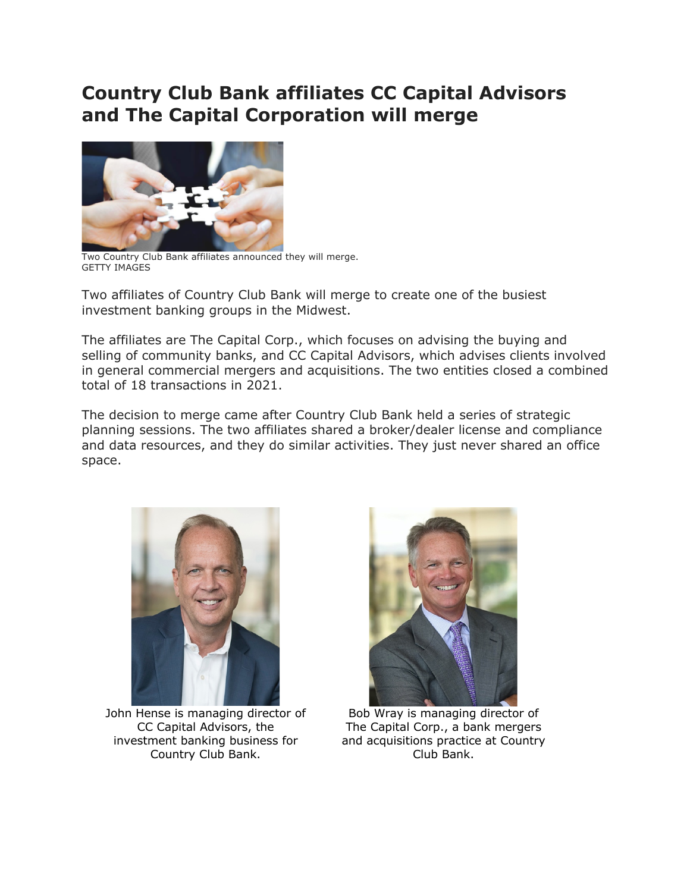# Country Club Bank affiliates CC Capital Advisors and The Capital Corporation will merge

Two Country Club Bank affiliates announced they will merge.
GETTY IMAGES

Two affiliates of Country Club Bank will merge to create one of the busiest investment banking groups in the Midwest.

The affiliates are The Capital Corp., which focuses on advising the buying and selling of community banks, and CC Capital Advisors, which advises clients involved in general commercial mergers and acquisitions. The two entities closed a combined total of 18 transactions in 2021.

The decision to merge came after Country Club Bank held a series of strategic planning sessions. The two affiliates shared a broker/dealer license and compliance and data resources, and they do similar activities. They just never shared an office space.

John Hense is managing director of CC Capital Advisors, the investment banking business for Country Club Bank.

Bob Wray is managing director of The Capital Corp., a bank mergers and acquisitions practice at Country Club Bank.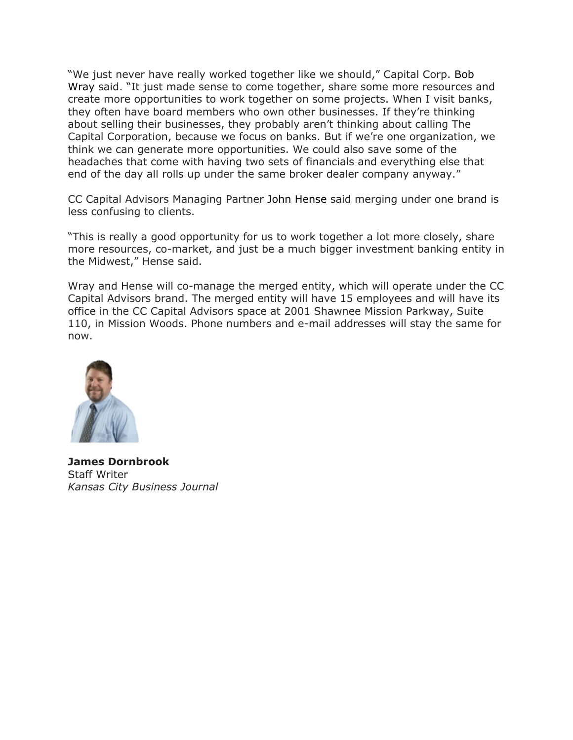"We just never have really worked together like we should," Capital Corp. Bob Wray said. "It just made sense to come together, share some more resources and create more opportunities to work together on some projects. When I visit banks, they often have board members who own other businesses. If they're thinking about selling their businesses, they probably aren't thinking about calling The Capital Corporation, because we focus on banks. But if we're one organization, we think we can generate more opportunities. We could also save some of the headaches that come with having two sets of financials and everything else that end of the day all rolls up under the same broker dealer company anyway."

CC Capital Advisors Managing Partner John Hense said merging under one brand is less confusing to clients.

"This is really a good opportunity for us to work together a lot more closely, share more resources, co-market, and just be a much bigger investment banking entity in the Midwest," Hense said.

Wray and Hense will co-manage the merged entity, which will operate under the CC Capital Advisors brand. The merged entity will have 15 employees and will have its office in the CC Capital Advisors space at 2001 Shawnee Mission Parkway, Suite 110, in Mission Woods. Phone numbers and e-mail addresses will stay the same for now.

**James Dornbrook**
Staff Writer
*Kansas City Business Journal*